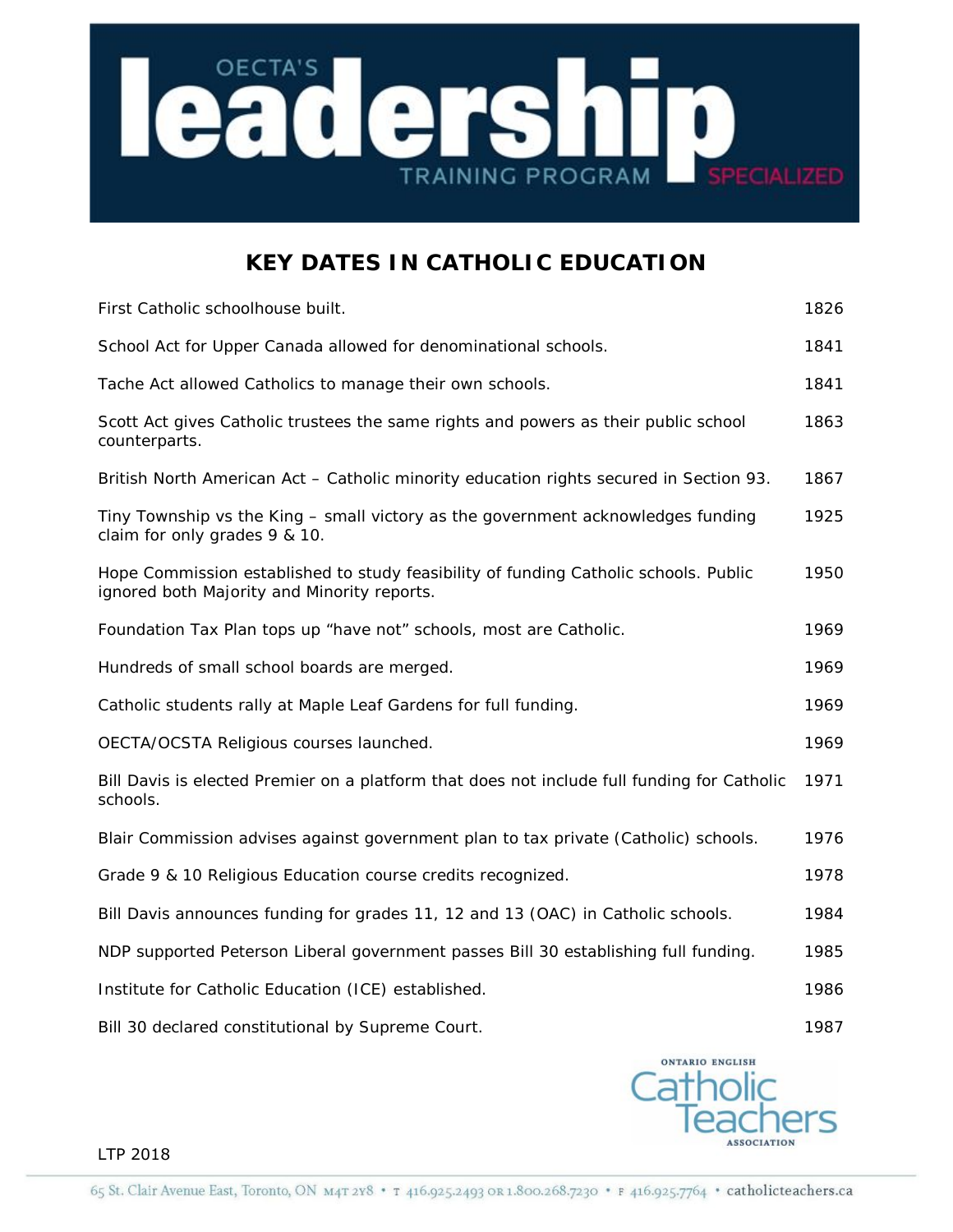OECTA'S **leadership** TRAINING PROGRAM SPECIALIZED

# KEY DATES IN CATHOLIC EDUCATION

| | |
|---|---|
| First Catholic schoolhouse built. | 1826 |
| School Act for Upper Canada allowed for denominational schools. | 1841 |
| Tache Act allowed Catholics to manage their own schools. | 1841 |
| Scott Act gives Catholic trustees the same rights and powers as their public school counterparts. | 1863 |
| British North American Act – Catholic minority education rights secured in Section 93. | 1867 |
| Tiny Township vs the King – small victory as the government acknowledges funding claim for only grades 9 & 10. | 1925 |
| Hope Commission established to study feasibility of funding Catholic schools. Public ignored both Majority and Minority reports. | 1950 |
| Foundation Tax Plan tops up "have not" schools, most are Catholic. | 1969 |
| Hundreds of small school boards are merged. | 1969 |
| Catholic students rally at Maple Leaf Gardens for full funding. | 1969 |
| OECTA/OCSTA Religious courses launched. | 1969 |
| Bill Davis is elected Premier on a platform that does not include full funding for Catholic schools. | 1971 |
| Blair Commission advises against government plan to tax private (Catholic) schools. | 1976 |
| Grade 9 & 10 Religious Education course credits recognized. | 1978 |
| Bill Davis announces funding for grades 11, 12 and 13 (OAC) in Catholic schools. | 1984 |
| NDP supported Peterson Liberal government passes Bill 30 establishing full funding. | 1985 |
| Institute for Catholic Education (ICE) established. | 1986 |
| Bill 30 declared constitutional by Supreme Court. | 1987 |

ONTARIO ENGLISH Catholic Teachers ASSOCIATION

LTP 2018

65 St. Clair Avenue East, Toronto, ON M4T 2Y8 • T 416.925.2493 OR 1.800.268.7230 • F 416.925.7764 • catholicteachers.ca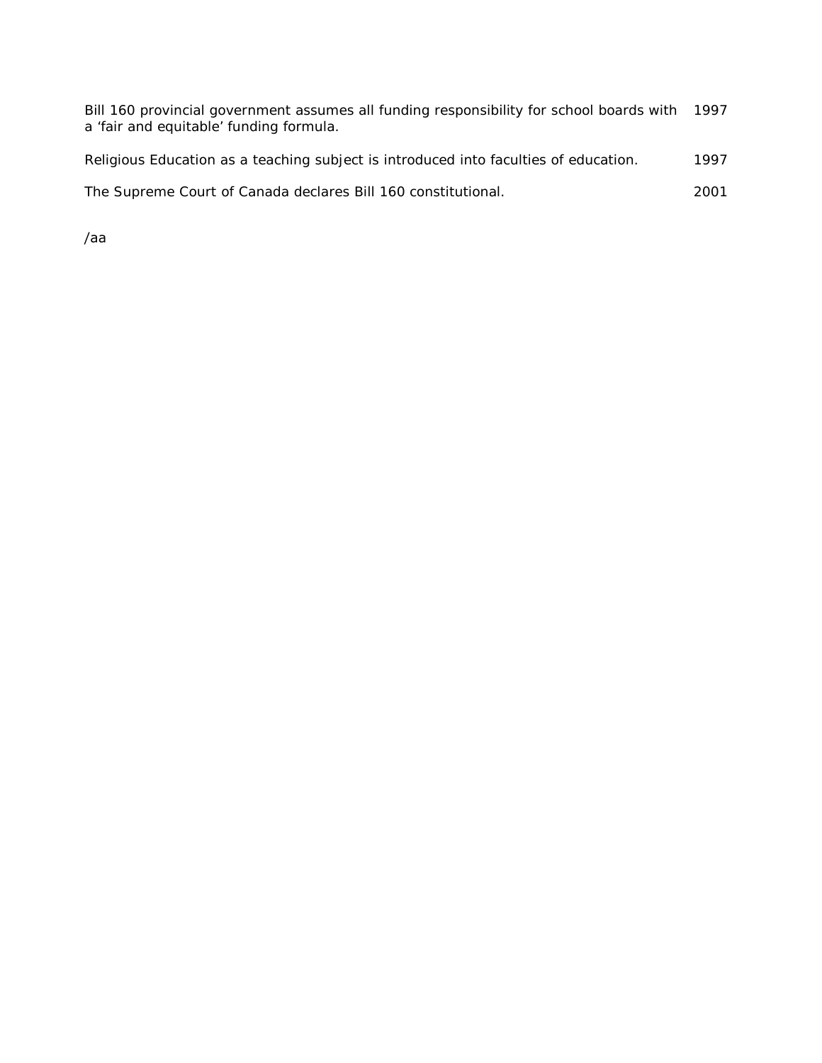| | |
|---|---|
| Bill 160 provincial government assumes all funding responsibility for school boards with a 'fair and equitable' funding formula. | 1997 |
| Religious Education as a teaching subject is introduced into faculties of education. | 1997 |
| The Supreme Court of Canada declares Bill 160 constitutional. | 2001 |

/aa